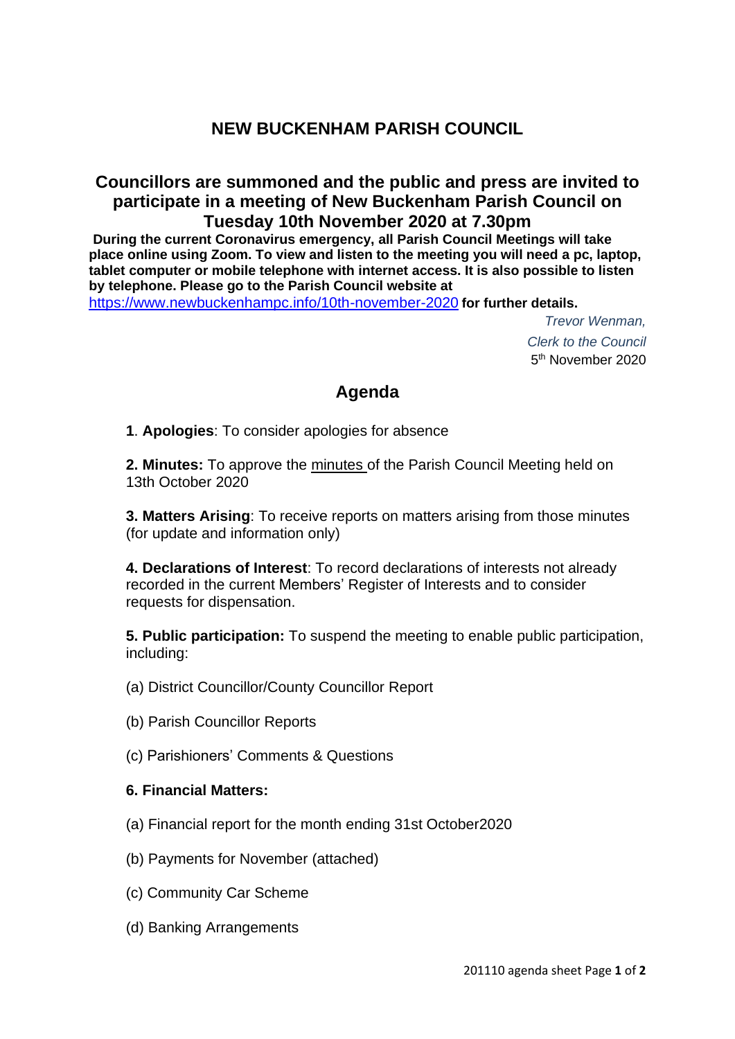# NEW BUCKENHAM PARISH COUNCIL

## Councillors are summoned and the public and press are invited to participate in a meeting of New Buckenham Parish Council on Tuesday 10th November 2020 at 7.30pm

**During the current Coronavirus emergency, all Parish Council Meetings will take place online using Zoom. To view and listen to the meeting you will need a pc, laptop, tablet computer or mobile telephone with internet access. It is also possible to listen by telephone. Please go to the Parish Council website at** https://www.newbuckenhampc.info/10th-november-2020 **for further details.**

*Trevor Wenman,*

*Clerk to the Council*

5th November 2020

## Agenda

**1**. **Apologies**: To consider apologies for absence

**2. Minutes:** To approve the minutes of the Parish Council Meeting held on 13th October 2020

**3. Matters Arising**: To receive reports on matters arising from those minutes (for update and information only)

**4. Declarations of Interest**: To record declarations of interests not already recorded in the current Members' Register of Interests and to consider requests for dispensation.

**5. Public participation:** To suspend the meeting to enable public participation, including:

(a) District Councillor/County Councillor Report

(b) Parish Councillor Reports

(c) Parishioners' Comments & Questions

**6. Financial Matters:**

(a) Financial report for the month ending 31st October2020

(b) Payments for November (attached)

(c) Community Car Scheme

(d) Banking Arrangements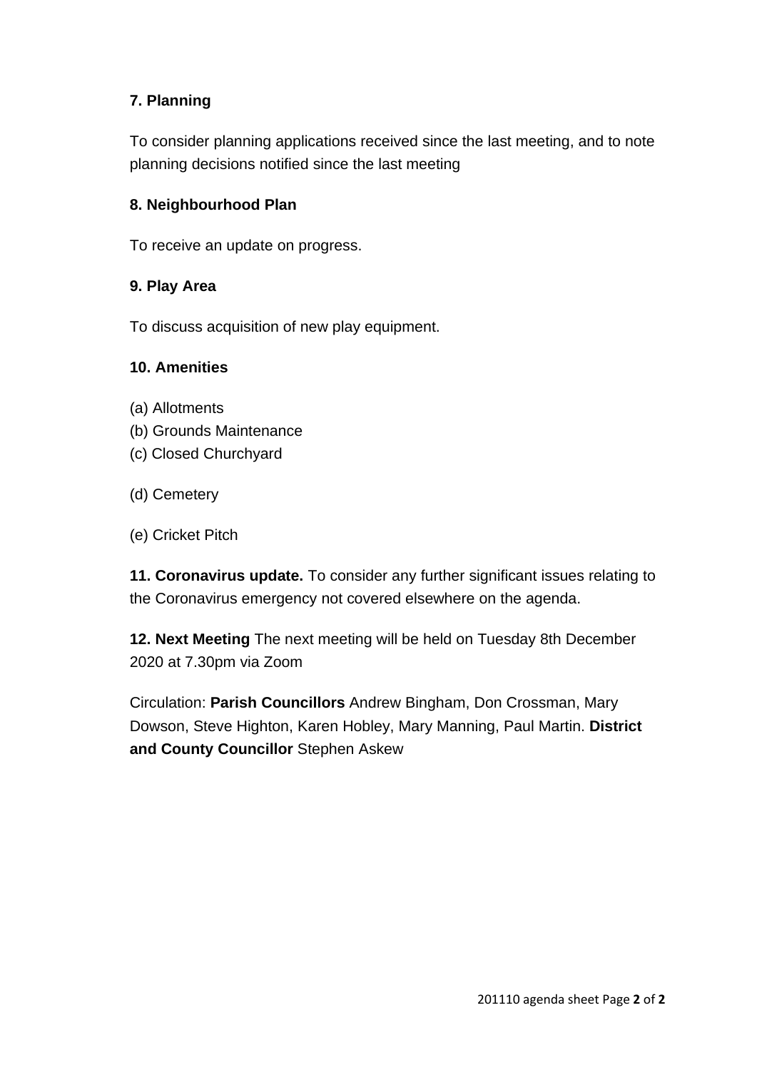**7. Planning**

To consider planning applications received since the last meeting, and to note planning decisions notified since the last meeting

**8. Neighbourhood Plan**

To receive an update on progress.

**9. Play Area**

To discuss acquisition of new play equipment.

**10. Amenities**

(a) Allotments
(b) Grounds Maintenance
(c) Closed Churchyard

(d) Cemetery

(e) Cricket Pitch

**11. Coronavirus update.** To consider any further significant issues relating to the Coronavirus emergency not covered elsewhere on the agenda.

**12. Next Meeting** The next meeting will be held on Tuesday 8th December 2020 at 7.30pm via Zoom

Circulation: **Parish Councillors** Andrew Bingham, Don Crossman, Mary Dowson, Steve Highton, Karen Hobley, Mary Manning, Paul Martin. **District and County Councillor** Stephen Askew